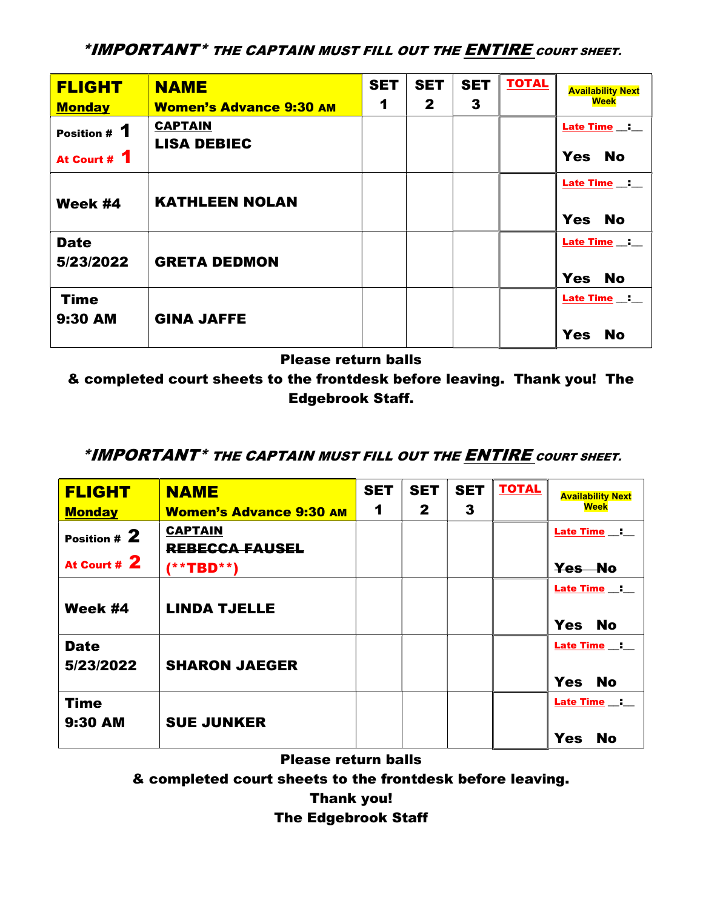***IMPORTANT*** **THE CAPTAIN MUST FILL OUT THE *ENTIRE* COURT SHEET.**

| **FLIGHT** **Monday** | **NAME** **Women's Advance 9:30 AM** | **SET 1** | **SET 2** | **SET 3** | **TOTAL** | **Availability Next Week** |
|---|---|---|---|---|---|---|
| **Position # 1** **At Court # 1** | **CAPTAIN** **LISA DEBIEC** | | | | | **Late Time __:__** **Yes No** |
| **Week #4** | **KATHLEEN NOLAN** | | | | | **Late Time __:__** **Yes No** |
| **Date** **5/23/2022** | **GRETA DEDMON** | | | | | **Late Time __:__** **Yes No** |
| **Time** **9:30 AM** | **GINA JAFFE** | | | | | **Late Time __:__** **Yes No** |

**Please return balls & completed court sheets to the frontdesk before leaving. Thank you! The Edgebrook Staff.**

***IMPORTANT*** **THE CAPTAIN MUST FILL OUT THE *ENTIRE* COURT SHEET.**

| **FLIGHT** **Monday** | **NAME** **Women's Advance 9:30 AM** | **SET 1** | **SET 2** | **SET 3** | **TOTAL** | **Availability Next Week** |
|---|---|---|---|---|---|---|
| **Position # 2** **At Court # 2** | **CAPTAIN** ~~**REBECCA FAUSEL**~~ **(\*\*TBD\*\*)** | | | | | **Late Time __:__** ~~**Yes No**~~ |
| **Week #4** | **LINDA TJELLE** | | | | | **Late Time __:__** **Yes No** |
| **Date** **5/23/2022** | **SHARON JAEGER** | | | | | **Late Time __:__** **Yes No** |
| **Time** **9:30 AM** | **SUE JUNKER** | | | | | **Late Time __:__** **Yes No** |

**Please return balls**
**& completed court sheets to the frontdesk before leaving.**
**Thank you!**
**The Edgebrook Staff**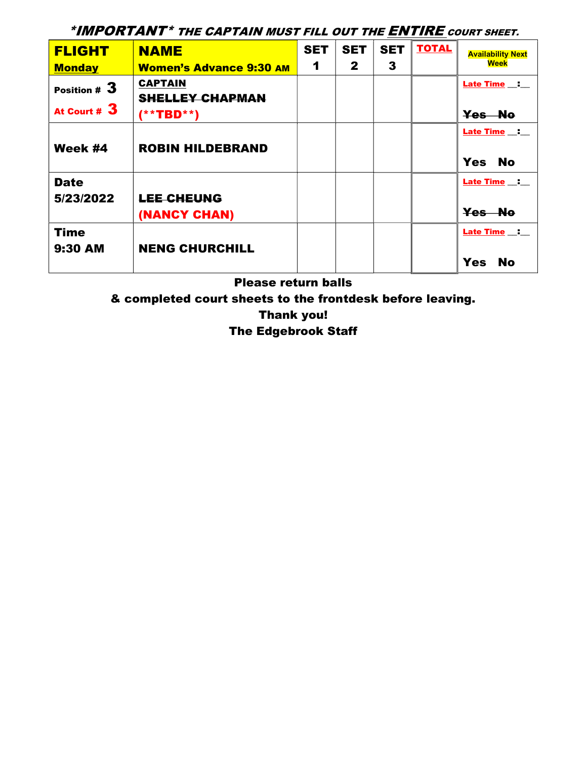***IMPORTANT* THE CAPTAIN MUST FILL OUT THE ENTIRE COURT SHEET.**

| **FLIGHT** **Monday** | **NAME** **Women's Advance 9:30 AM** | **SET 1** | **SET 2** | **SET 3** | **TOTAL** | **Availability Next Week** |
|---|---|---|---|---|---|---|
| **Position # 3** **At Court # 3** | **CAPTAIN** ~~**SHELLEY CHAPMAN**~~ **(\*\*TBD\*\*)** | | | | | **Late Time \_\_:\_\_** ~~**Yes No**~~ |
| **Week #4** | **ROBIN HILDEBRAND** | | | | | **Late Time \_\_:\_\_** **Yes No** |
| **Date 5/23/2022** | ~~**LEE CHEUNG**~~ **(NANCY CHAN)** | | | | | **Late Time \_\_:\_\_** ~~**Yes No**~~ |
| **Time 9:30 AM** | **NENG CHURCHILL** | | | | | **Late Time \_\_:\_\_** **Yes No** |

**Please return balls**
**& completed court sheets to the frontdesk before leaving.**
**Thank you!**
**The Edgebrook Staff**